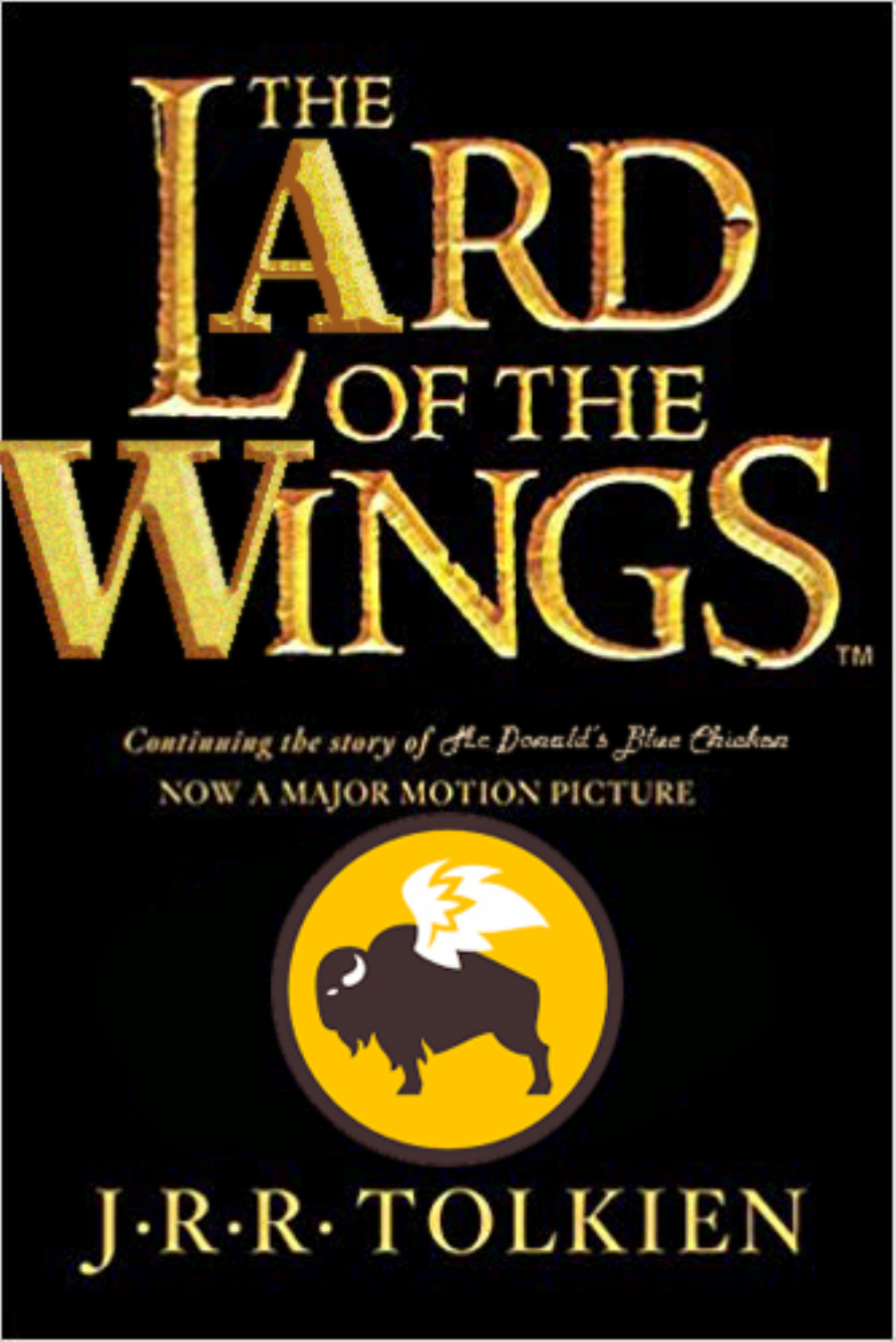# THE LARD OF THE WINGS™

*Continuing the story of McDonald's Blue Chicken*

NOW A MAJOR MOTION PICTURE

J·R·R· TOLKIEN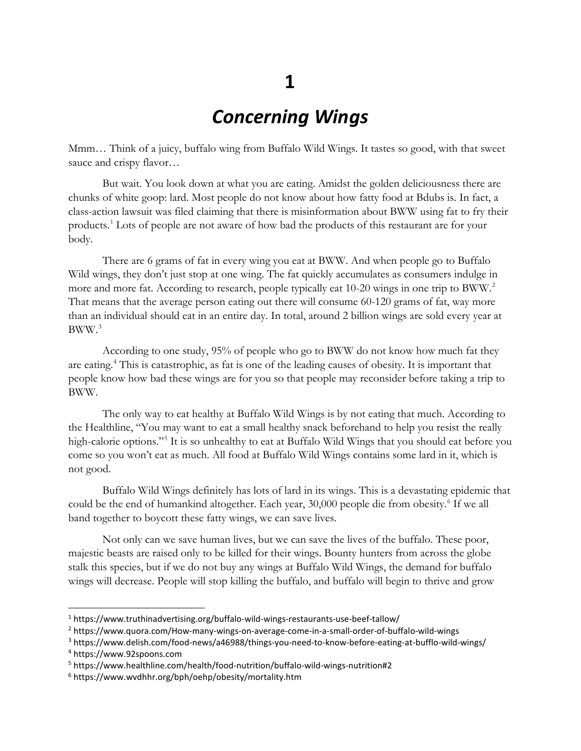# 1

## *Concerning Wings*

Mmm… Think of a juicy, buffalo wing from Buffalo Wild Wings. It tastes so good, with that sweet sauce and crispy flavor…

But wait. You look down at what you are eating. Amidst the golden deliciousness there are chunks of white goop: lard. Most people do not know about how fatty food at Bdubs is. In fact, a class-action lawsuit was filed claiming that there is misinformation about BWW using fat to fry their products.[1] Lots of people are not aware of how bad the products of this restaurant are for your body.

There are 6 grams of fat in every wing you eat at BWW. And when people go to Buffalo Wild wings, they don't just stop at one wing. The fat quickly accumulates as consumers indulge in more and more fat. According to research, people typically eat 10-20 wings in one trip to BWW.[2] That means that the average person eating out there will consume 60-120 grams of fat, way more than an individual should eat in an entire day. In total, around 2 billion wings are sold every year at BWW.[3]

According to one study, 95% of people who go to BWW do not know how much fat they are eating.[4] This is catastrophic, as fat is one of the leading causes of obesity. It is important that people know how bad these wings are for you so that people may reconsider before taking a trip to BWW.

The only way to eat healthy at Buffalo Wild Wings is by not eating that much. According to the Healthline, "You may want to eat a small healthy snack beforehand to help you resist the really high-calorie options."[5] It is so unhealthy to eat at Buffalo Wild Wings that you should eat before you come so you won't eat as much. All food at Buffalo Wild Wings contains some lard in it, which is not good.

Buffalo Wild Wings definitely has lots of lard in its wings. This is a devastating epidemic that could be the end of humankind altogether. Each year, 30,000 people die from obesity.[6] If we all band together to boycott these fatty wings, we can save lives.

Not only can we save human lives, but we can save the lives of the buffalo. These poor, majestic beasts are raised only to be killed for their wings. Bounty hunters from across the globe stalk this species, but if we do not buy any wings at Buffalo Wild Wings, the demand for buffalo wings will decrease. People will stop killing the buffalo, and buffalo will begin to thrive and grow

---

[1] https://www.truthinadvertising.org/buffalo-wild-wings-restaurants-use-beef-tallow/

[2] https://www.quora.com/How-many-wings-on-average-come-in-a-small-order-of-buffalo-wild-wings

[3] https://www.delish.com/food-news/a46988/things-you-need-to-know-before-eating-at-bufflo-wild-wings/

[4] https://www.92spoons.com

[5] https://www.healthline.com/health/food-nutrition/buffalo-wild-wings-nutrition#2

[6] https://www.wvdhhr.org/bph/oehp/obesity/mortality.htm